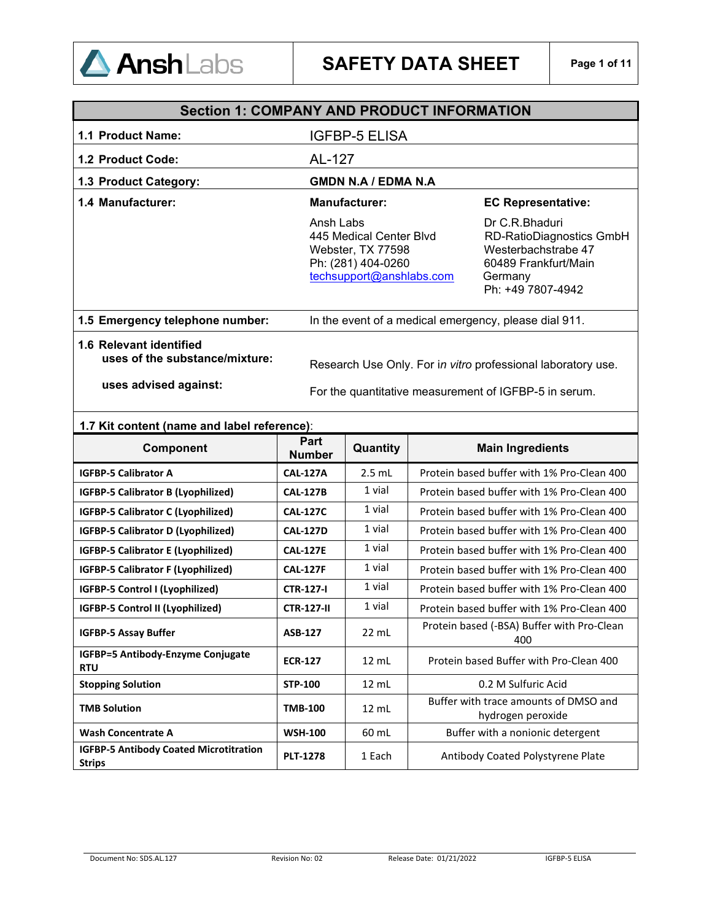# SAFETY DATA SHEET

## Section 1: COMPANY AND PRODUCT INFORMATION

| | |
|---|---|
| **1.1 Product Name:** | IGFBP-5 ELISA |
| **1.2 Product Code:** | AL-127 |
| **1.3 Product Category:** | **GMDN N.A / EDMA N.A** |

**1.4 Manufacturer:**

| **Manufacturer:** | **EC Representative:** |
|---|---|
| Ansh Labs<br>445 Medical Center Blvd<br>Webster, TX 77598<br>Ph: (281) 404-0260<br>techsupport@anshlabs.com | Dr C.R.Bhaduri<br>RD-RatioDiagnostics GmbH<br>Westerbachstrabe 47<br>60489 Frankfurt/Main<br>Germany<br>Ph: +49 7807-4942 |

**1.5 Emergency telephone number:** In the event of a medical emergency, please dial 911.

**1.6 Relevant identified uses of the substance/mixture:** Research Use Only. For *in vitro* professional laboratory use.

**uses advised against:** For the quantitative measurement of IGFBP-5 in serum.

**1.7 Kit content (name and label reference)**:

| Component | Part Number | Quantity | Main Ingredients |
|---|---|---|---|
| **IGFBP-5 Calibrator A** | **CAL-127A** | 2.5 mL | Protein based buffer with 1% Pro-Clean 400 |
| **IGFBP-5 Calibrator B (Lyophilized)** | **CAL-127B** | 1 vial | Protein based buffer with 1% Pro-Clean 400 |
| **IGFBP-5 Calibrator C (Lyophilized)** | **CAL-127C** | 1 vial | Protein based buffer with 1% Pro-Clean 400 |
| **IGFBP-5 Calibrator D (Lyophilized)** | **CAL-127D** | 1 vial | Protein based buffer with 1% Pro-Clean 400 |
| **IGFBP-5 Calibrator E (Lyophilized)** | **CAL-127E** | 1 vial | Protein based buffer with 1% Pro-Clean 400 |
| **IGFBP-5 Calibrator F (Lyophilized)** | **CAL-127F** | 1 vial | Protein based buffer with 1% Pro-Clean 400 |
| **IGFBP-5 Control I (Lyophilized)** | **CTR-127-I** | 1 vial | Protein based buffer with 1% Pro-Clean 400 |
| **IGFBP-5 Control II (Lyophilized)** | **CTR-127-II** | 1 vial | Protein based buffer with 1% Pro-Clean 400 |
| **IGFBP-5 Assay Buffer** | **ASB-127** | 22 mL | Protein based (-BSA) Buffer with Pro-Clean 400 |
| **IGFBP=5 Antibody-Enzyme Conjugate RTU** | **ECR-127** | 12 mL | Protein based Buffer with Pro-Clean 400 |
| **Stopping Solution** | **STP-100** | 12 mL | 0.2 M Sulfuric Acid |
| **TMB Solution** | **TMB-100** | 12 mL | Buffer with trace amounts of DMSO and hydrogen peroxide |
| **Wash Concentrate A** | **WSH-100** | 60 mL | Buffer with a nonionic detergent |
| **IGFBP-5 Antibody Coated Microtitration Strips** | **PLT-1278** | 1 Each | Antibody Coated Polystyrene Plate |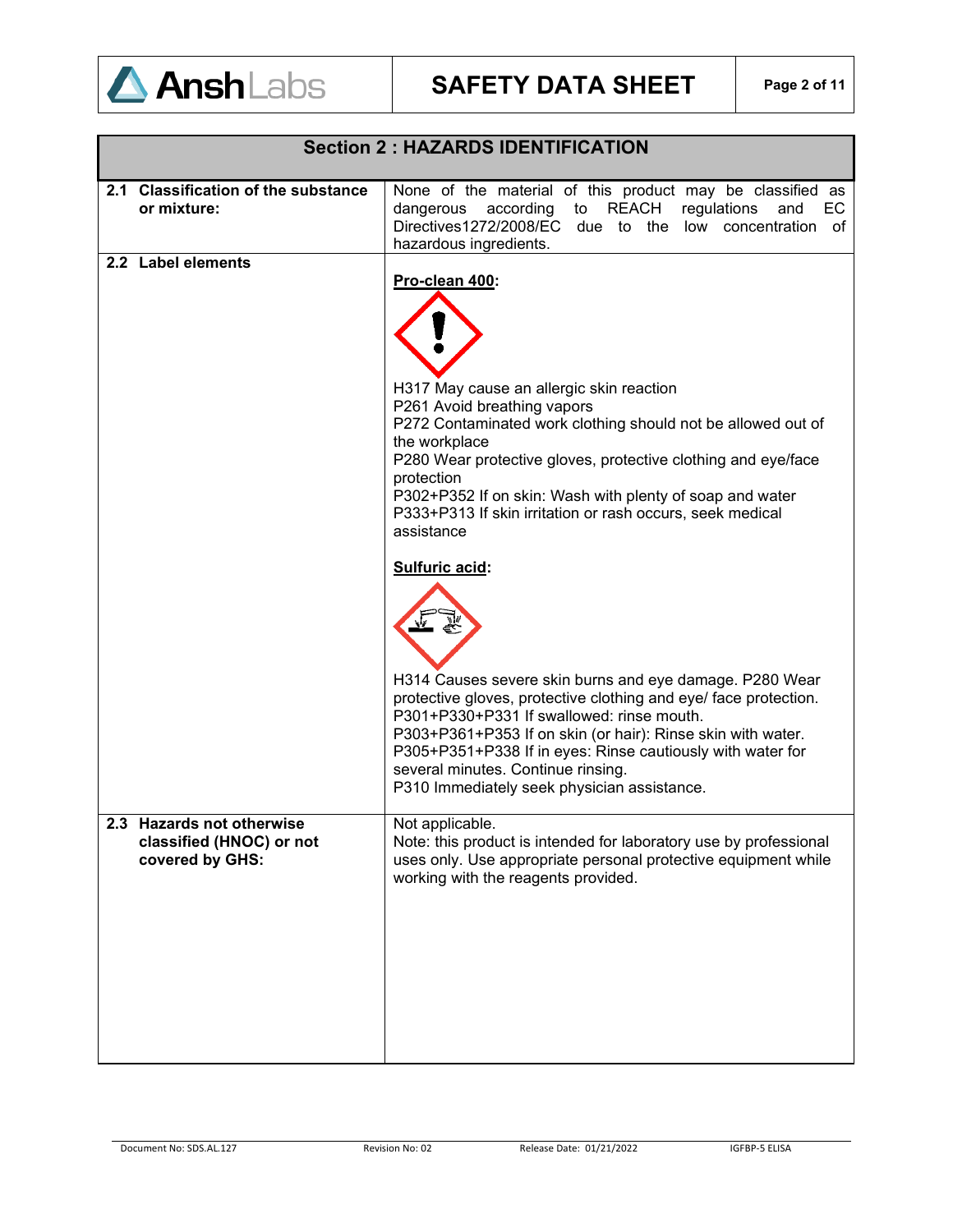## Section 2 : HAZARDS IDENTIFICATION

| | |
|---|---|
| **2.1 Classification of the substance or mixture:** | None of the material of this product may be classified as dangerous according to REACH regulations and EC Directives1272/2008/EC due to the low concentration of hazardous ingredients. |
| **2.2 Label elements** | **Pro-clean 400:**<br><br>H317 May cause an allergic skin reaction<br>P261 Avoid breathing vapors<br>P272 Contaminated work clothing should not be allowed out of the workplace<br>P280 Wear protective gloves, protective clothing and eye/face protection<br>P302+P352 If on skin: Wash with plenty of soap and water<br>P333+P313 If skin irritation or rash occurs, seek medical assistance<br><br>**Sulfuric acid:**<br><br>H314 Causes severe skin burns and eye damage. P280 Wear protective gloves, protective clothing and eye/ face protection.<br>P301+P330+P331 If swallowed: rinse mouth.<br>P303+P361+P353 If on skin (or hair): Rinse skin with water.<br>P305+P351+P338 If in eyes: Rinse cautiously with water for several minutes. Continue rinsing.<br>P310 Immediately seek physician assistance. |
| **2.3 Hazards not otherwise classified (HNOC) or not covered by GHS:** | Not applicable.<br>Note: this product is intended for laboratory use by professional uses only. Use appropriate personal protective equipment while working with the reagents provided. |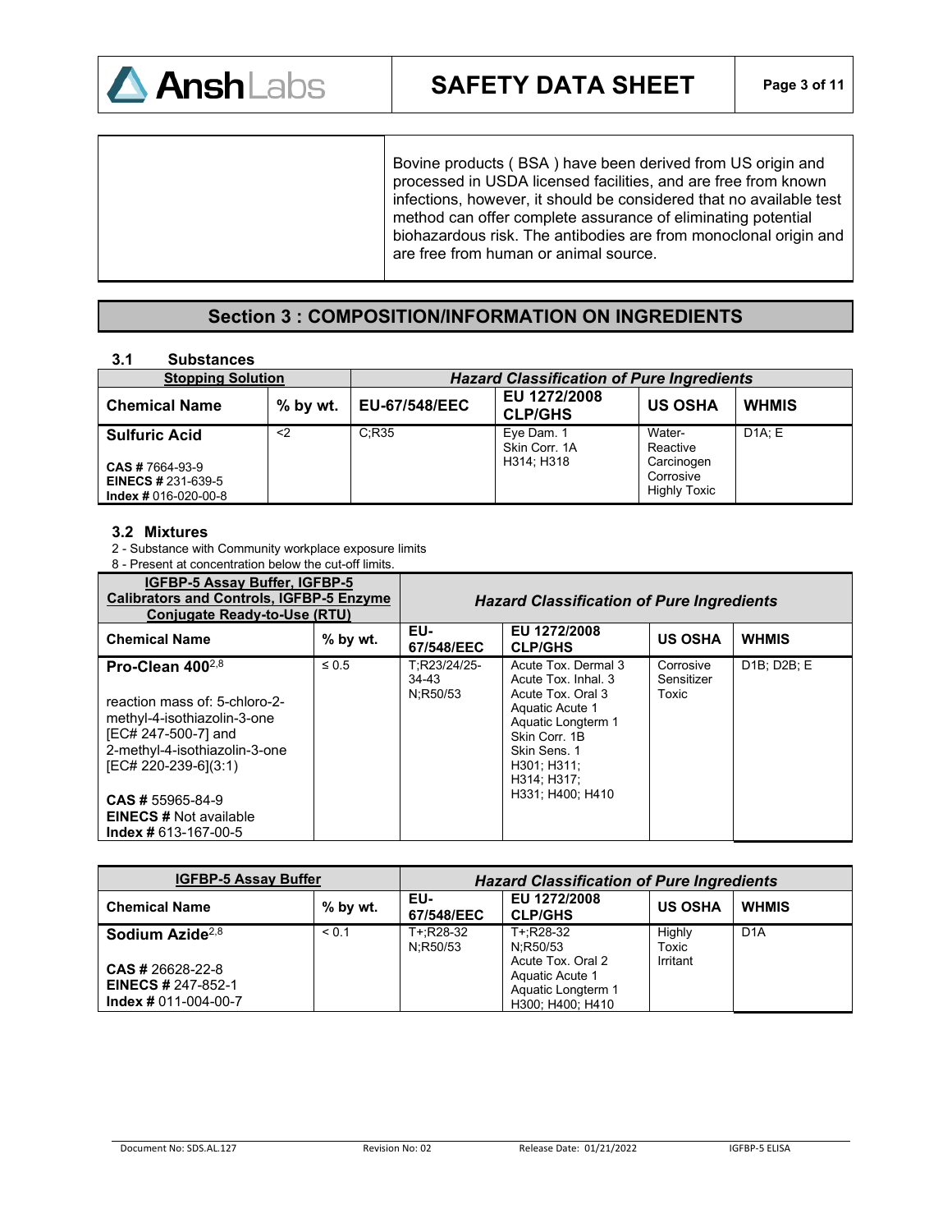| | Bovine products ( BSA ) have been derived from US origin and processed in USDA licensed facilities, and are free from known infections, however, it should be considered that no available test method can offer complete assurance of eliminating potential biohazardous risk. The antibodies are from monoclonal origin and are free from human or animal source. |
|---|---|

## Section 3 : COMPOSITION/INFORMATION ON INGREDIENTS

### 3.1 Substances

| **Stopping Solution** | | ***Hazard Classification of Pure Ingredients*** | | | |
|---|---|---|---|---|---|
| **Chemical Name** | **% by wt.** | **EU-67/548/EEC** | **EU 1272/2008 CLP/GHS** | **US OSHA** | **WHMIS** |
| **Sulfuric Acid**<br><br>**CAS #** 7664-93-9<br>**EINECS #** 231-639-5<br>**Index #** 016-020-00-8 | <2 | C;R35 | Eye Dam. 1<br>Skin Corr. 1A<br>H314; H318 | Water-Reactive<br>Carcinogen<br>Corrosive<br>Highly Toxic | D1A; E |

### 3.2 Mixtures

2 - Substance with Community workplace exposure limits
8 - Present at concentration below the cut-off limits.

| **IGFBP-5 Assay Buffer, IGFBP-5 Calibrators and Controls, IGFBP-5 Enzyme Conjugate Ready-to-Use (RTU)** | | ***Hazard Classification of Pure Ingredients*** | | | |
|---|---|---|---|---|---|
| **Chemical Name** | **% by wt.** | **EU-67/548/EEC** | **EU 1272/2008 CLP/GHS** | **US OSHA** | **WHMIS** |
| **Pro-Clean 400**[2,8]<br><br>reaction mass of: 5-chloro-2-methyl-4-isothiazolin-3-one [EC# 247-500-7] and 2-methyl-4-isothiazolin-3-one [EC# 220-239-6](3:1)<br><br>**CAS #** 55965-84-9<br>**EINECS #** Not available<br>**Index #** 613-167-00-5 | ≤ 0.5 | T;R23/24/25-34-43<br>N;R50/53 | Acute Tox. Dermal 3<br>Acute Tox. Inhal. 3<br>Acute Tox. Oral 3<br>Aquatic Acute 1<br>Aquatic Longterm 1<br>Skin Corr. 1B<br>Skin Sens. 1<br>H301; H311; H314; H317; H331; H400; H410 | Corrosive<br>Sensitizer<br>Toxic | D1B; D2B; E |

| **IGFBP-5 Assay Buffer** | | ***Hazard Classification of Pure Ingredients*** | | | |
|---|---|---|---|---|---|
| **Chemical Name** | **% by wt.** | **EU-67/548/EEC** | **EU 1272/2008 CLP/GHS** | **US OSHA** | **WHMIS** |
| **Sodium Azide**[2,8]<br><br>**CAS #** 26628-22-8<br>**EINECS #** 247-852-1<br>**Index #** 011-004-00-7 | < 0.1 | T+;R28-32<br>N;R50/53 | T+;R28-32<br>N;R50/53<br>Acute Tox. Oral 2<br>Aquatic Acute 1<br>Aquatic Longterm 1<br>H300; H400; H410 | Highly Toxic<br>Irritant | D1A |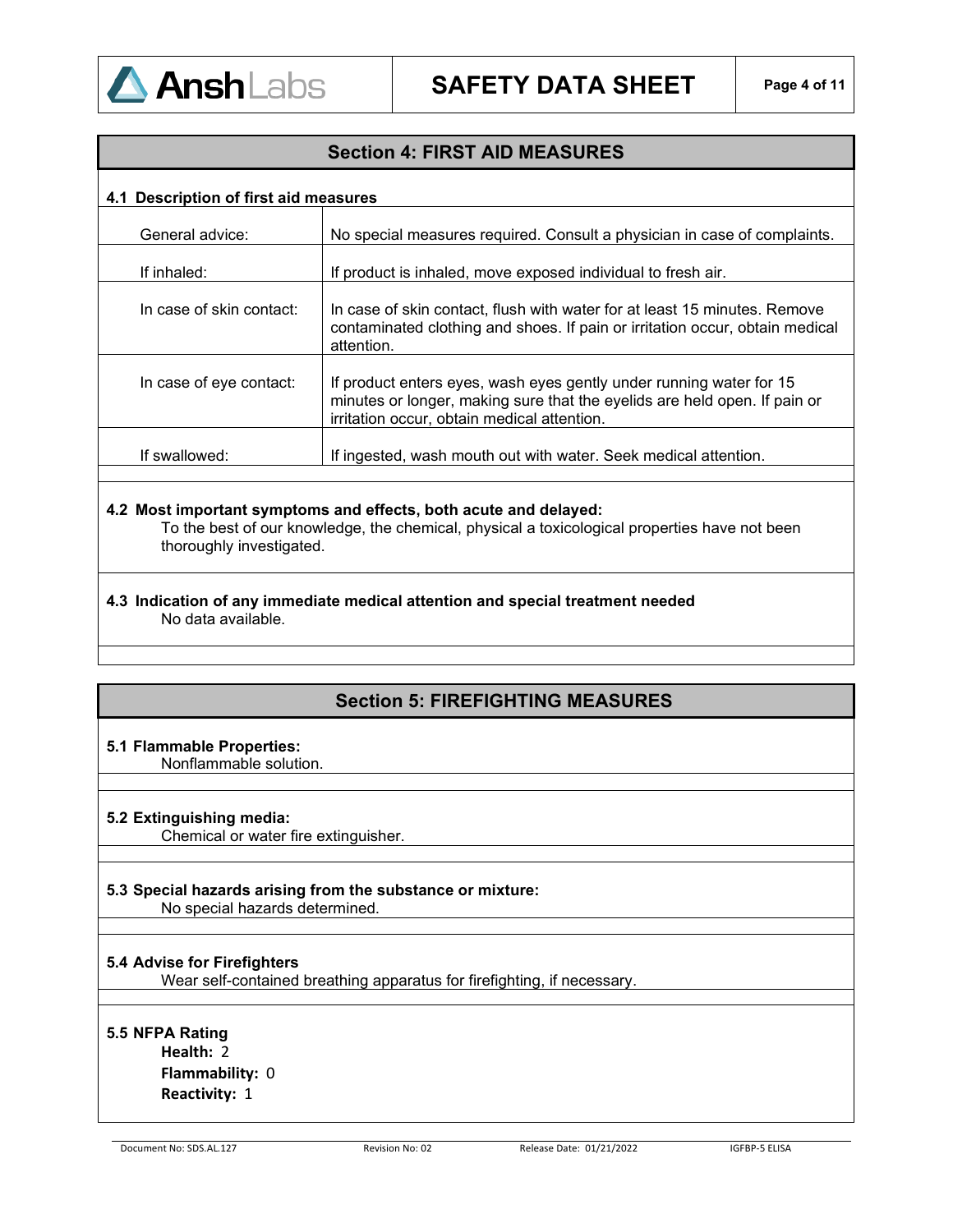## Section 4: FIRST AID MEASURES

### 4.1 Description of first aid measures

| | |
|---|---|
| General advice: | No special measures required. Consult a physician in case of complaints. |
| If inhaled: | If product is inhaled, move exposed individual to fresh air. |
| In case of skin contact: | In case of skin contact, flush with water for at least 15 minutes. Remove contaminated clothing and shoes. If pain or irritation occur, obtain medical attention. |
| In case of eye contact: | If product enters eyes, wash eyes gently under running water for 15 minutes or longer, making sure that the eyelids are held open. If pain or irritation occur, obtain medical attention. |
| If swallowed: | If ingested, wash mouth out with water. Seek medical attention. |

### 4.2 Most important symptoms and effects, both acute and delayed:

To the best of our knowledge, the chemical, physical a toxicological properties have not been thoroughly investigated.

### 4.3 Indication of any immediate medical attention and special treatment needed

No data available.

## Section 5: FIREFIGHTING MEASURES

### 5.1 Flammable Properties:

Nonflammable solution.

### 5.2 Extinguishing media:

Chemical or water fire extinguisher.

### 5.3 Special hazards arising from the substance or mixture:

No special hazards determined.

### 5.4 Advise for Firefighters

Wear self-contained breathing apparatus for firefighting, if necessary.

### 5.5 NFPA Rating

**Health:** 2
**Flammability:** 0
**Reactivity:** 1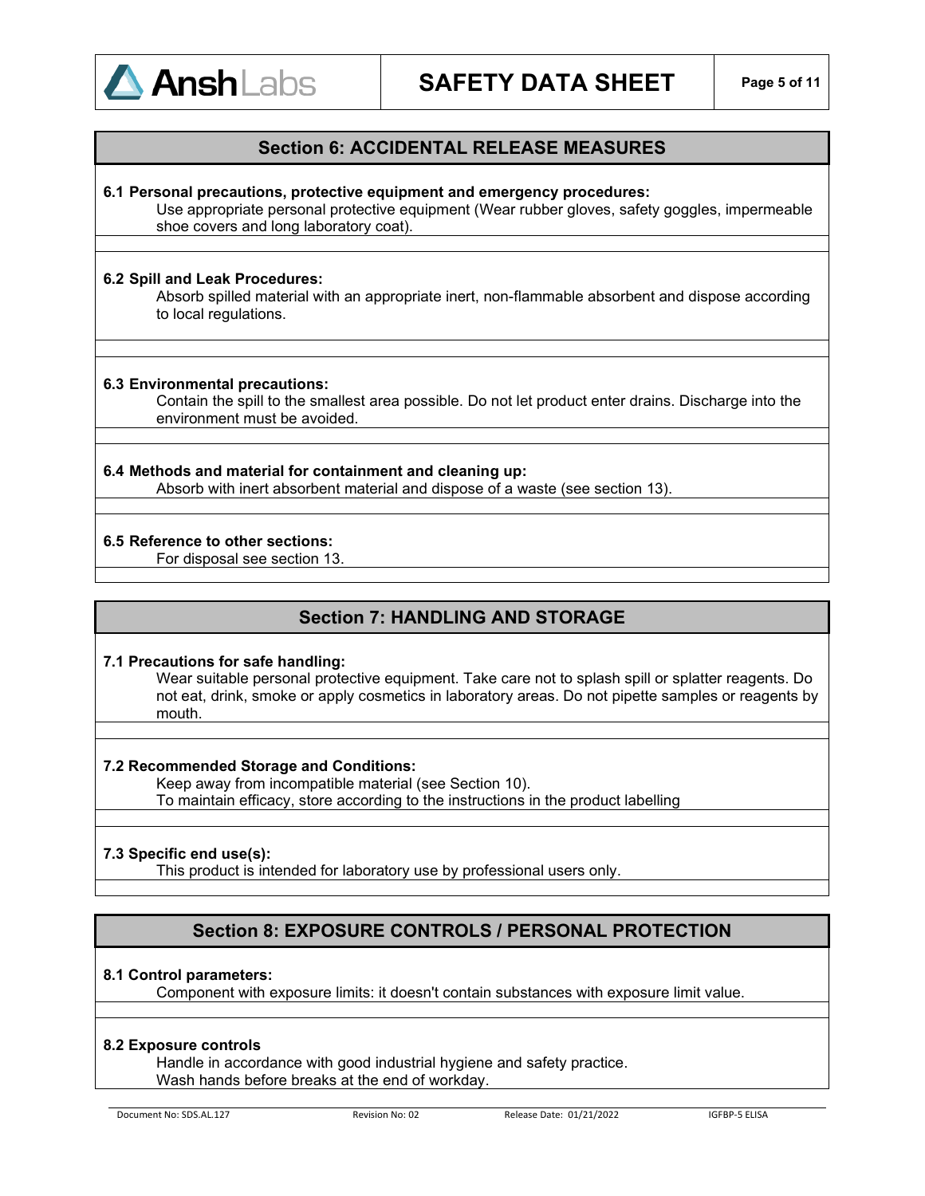## Section 6: ACCIDENTAL RELEASE MEASURES

**6.1 Personal precautions, protective equipment and emergency procedures:**

Use appropriate personal protective equipment (Wear rubber gloves, safety goggles, impermeable shoe covers and long laboratory coat).

**6.2 Spill and Leak Procedures:**

Absorb spilled material with an appropriate inert, non-flammable absorbent and dispose according to local regulations.

**6.3 Environmental precautions:**

Contain the spill to the smallest area possible. Do not let product enter drains. Discharge into the environment must be avoided.

**6.4 Methods and material for containment and cleaning up:**

Absorb with inert absorbent material and dispose of a waste (see section 13).

**6.5 Reference to other sections:**

For disposal see section 13.

## Section 7: HANDLING AND STORAGE

**7.1 Precautions for safe handling:**

Wear suitable personal protective equipment. Take care not to splash spill or splatter reagents. Do not eat, drink, smoke or apply cosmetics in laboratory areas. Do not pipette samples or reagents by mouth.

**7.2 Recommended Storage and Conditions:**

Keep away from incompatible material (see Section 10).
To maintain efficacy, store according to the instructions in the product labelling

**7.3 Specific end use(s):**

This product is intended for laboratory use by professional users only.

## Section 8: EXPOSURE CONTROLS / PERSONAL PROTECTION

**8.1 Control parameters:**

Component with exposure limits: it doesn't contain substances with exposure limit value.

**8.2 Exposure controls**

Handle in accordance with good industrial hygiene and safety practice.
Wash hands before breaks at the end of workday.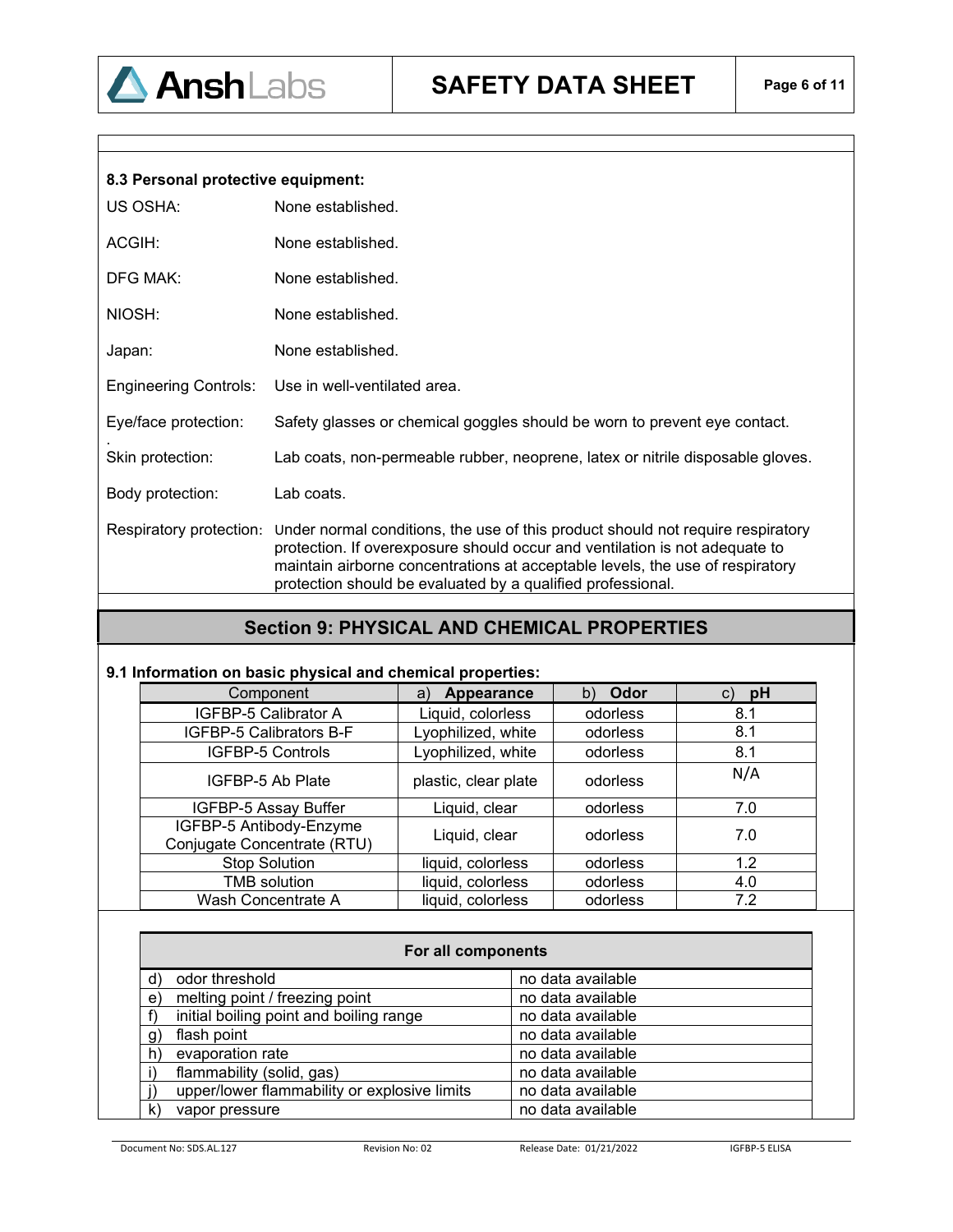### 8.3 Personal protective equipment:

US OSHA: None established.

ACGIH: None established.

DFG MAK: None established.

NIOSH: None established.

Japan: None established.

Engineering Controls: Use in well-ventilated area.

Eye/face protection: Safety glasses or chemical goggles should be worn to prevent eye contact.

Skin protection: Lab coats, non-permeable rubber, neoprene, latex or nitrile disposable gloves.

Body protection: Lab coats.

Respiratory protection: Under normal conditions, the use of this product should not require respiratory protection. If overexposure should occur and ventilation is not adequate to maintain airborne concentrations at acceptable levels, the use of respiratory protection should be evaluated by a qualified professional.

## Section 9: PHYSICAL AND CHEMICAL PROPERTIES

### 9.1 Information on basic physical and chemical properties:

| Component | a) **Appearance** | b) **Odor** | c) **pH** |
|---|---|---|---|
| IGFBP-5 Calibrator A | Liquid, colorless | odorless | 8.1 |
| IGFBP-5 Calibrators B-F | Lyophilized, white | odorless | 8.1 |
| IGFBP-5 Controls | Lyophilized, white | odorless | 8.1 |
| IGFBP-5 Ab Plate | plastic, clear plate | odorless | N/A |
| IGFBP-5 Assay Buffer | Liquid, clear | odorless | 7.0 |
| IGFBP-5 Antibody-Enzyme Conjugate Concentrate (RTU) | Liquid, clear | odorless | 7.0 |
| Stop Solution | liquid, colorless | odorless | 1.2 |
| TMB solution | liquid, colorless | odorless | 4.0 |
| Wash Concentrate A | liquid, colorless | odorless | 7.2 |

| **For all components** | |
|---|---|
| d) odor threshold | no data available |
| e) melting point / freezing point | no data available |
| f) initial boiling point and boiling range | no data available |
| g) flash point | no data available |
| h) evaporation rate | no data available |
| i) flammability (solid, gas) | no data available |
| j) upper/lower flammability or explosive limits | no data available |
| k) vapor pressure | no data available |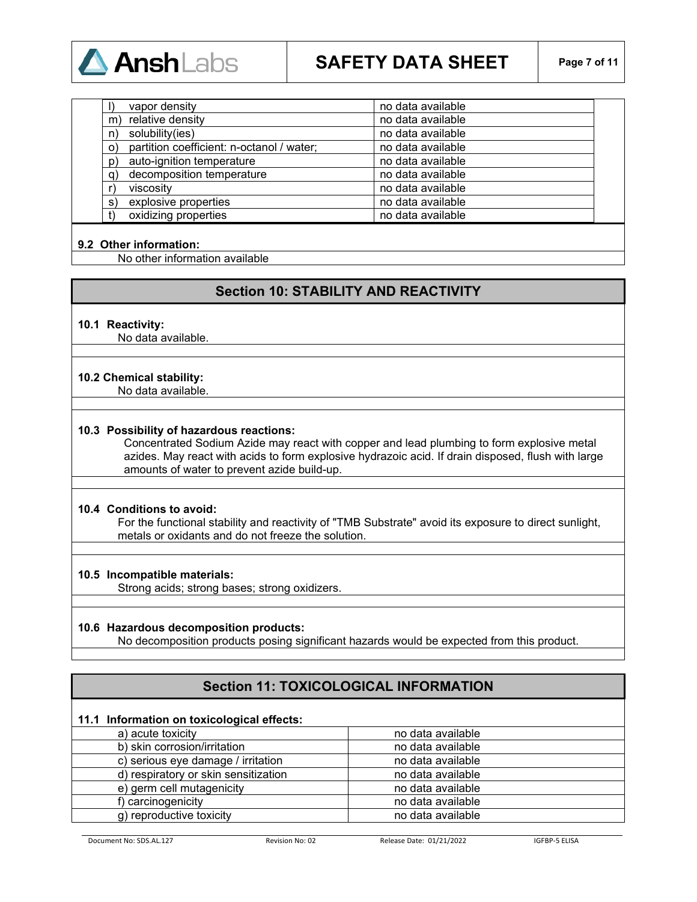| | |
|---|---|
| l) vapor density | no data available |
| m) relative density | no data available |
| n) solubility(ies) | no data available |
| o) partition coefficient: n-octanol / water; | no data available |
| p) auto-ignition temperature | no data available |
| q) decomposition temperature | no data available |
| r) viscosity | no data available |
| s) explosive properties | no data available |
| t) oxidizing properties | no data available |

**9.2 Other information:**

No other information available

## Section 10: STABILITY AND REACTIVITY

**10.1 Reactivity:**

No data available.

**10.2 Chemical stability:**

No data available.

**10.3 Possibility of hazardous reactions:**

Concentrated Sodium Azide may react with copper and lead plumbing to form explosive metal azides. May react with acids to form explosive hydrazoic acid. If drain disposed, flush with large amounts of water to prevent azide build-up.

**10.4 Conditions to avoid:**

For the functional stability and reactivity of "TMB Substrate" avoid its exposure to direct sunlight, metals or oxidants and do not freeze the solution.

**10.5 Incompatible materials:**

Strong acids; strong bases; strong oxidizers.

**10.6 Hazardous decomposition products:**

No decomposition products posing significant hazards would be expected from this product.

## Section 11: TOXICOLOGICAL INFORMATION

**11.1 Information on toxicological effects:**

| | |
|---|---|
| a) acute toxicity | no data available |
| b) skin corrosion/irritation | no data available |
| c) serious eye damage / irritation | no data available |
| d) respiratory or skin sensitization | no data available |
| e) germ cell mutagenicity | no data available |
| f) carcinogenicity | no data available |
| g) reproductive toxicity | no data available |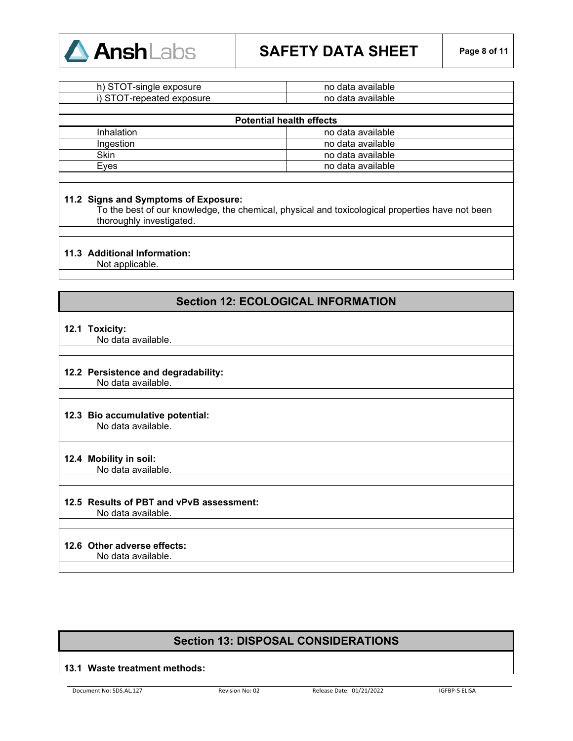| | |
|---|---|
| h) STOT-single exposure | no data available |
| i) STOT-repeated exposure | no data available |

| Potential health effects | |
|---|---|
| Inhalation | no data available |
| Ingestion | no data available |
| Skin | no data available |
| Eyes | no data available |

**11.2 Signs and Symptoms of Exposure:**

To the best of our knowledge, the chemical, physical and toxicological properties have not been thoroughly investigated.

**11.3 Additional Information:**

Not applicable.

## Section 12: ECOLOGICAL INFORMATION

**12.1 Toxicity:**

No data available.

**12.2 Persistence and degradability:**

No data available.

**12.3 Bio accumulative potential:**

No data available.

**12.4 Mobility in soil:**

No data available.

**12.5 Results of PBT and vPvB assessment:**

No data available.

**12.6 Other adverse effects:**

No data available.

## Section 13: DISPOSAL CONSIDERATIONS

**13.1 Waste treatment methods:**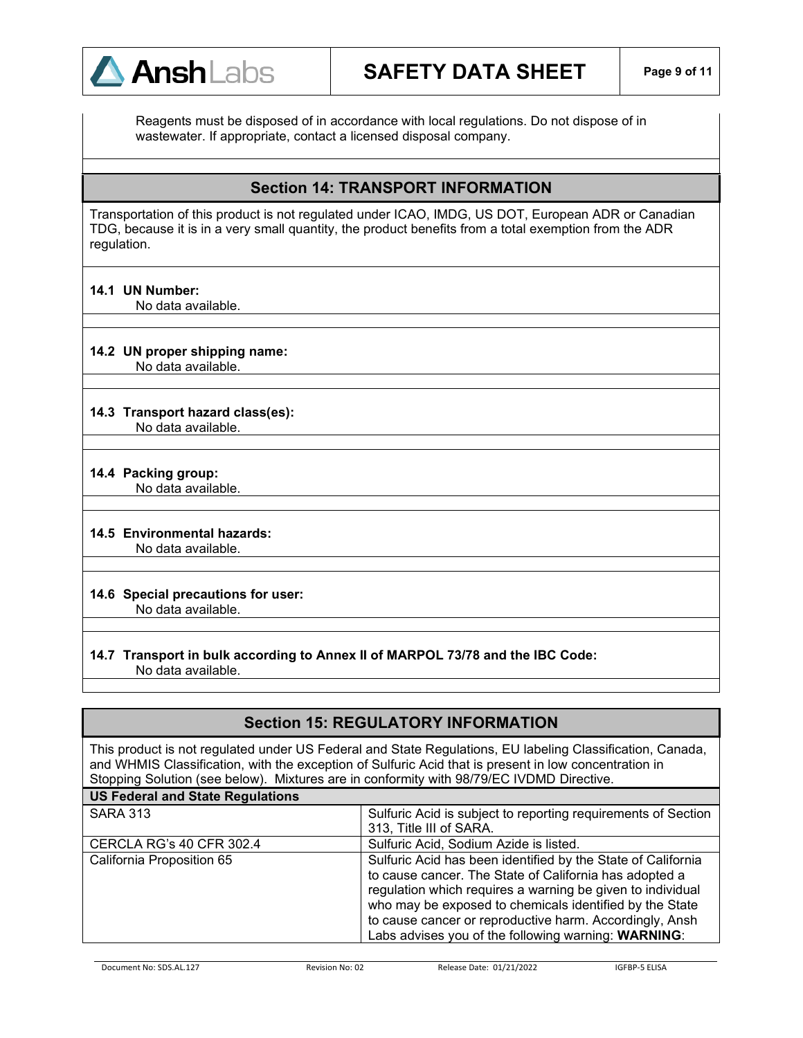Reagents must be disposed of in accordance with local regulations. Do not dispose of in wastewater. If appropriate, contact a licensed disposal company.

## Section 14: TRANSPORT INFORMATION

Transportation of this product is not regulated under ICAO, IMDG, US DOT, European ADR or Canadian TDG, because it is in a very small quantity, the product benefits from a total exemption from the ADR regulation.

**14.1 UN Number:**
No data available.

**14.2 UN proper shipping name:**
No data available.

**14.3 Transport hazard class(es):**
No data available.

**14.4 Packing group:**
No data available.

**14.5 Environmental hazards:**
No data available.

**14.6 Special precautions for user:**
No data available.

**14.7 Transport in bulk according to Annex II of MARPOL 73/78 and the IBC Code:**
No data available.

## Section 15: REGULATORY INFORMATION

This product is not regulated under US Federal and State Regulations, EU labeling Classification, Canada, and WHMIS Classification, with the exception of Sulfuric Acid that is present in low concentration in Stopping Solution (see below). Mixtures are in conformity with 98/79/EC IVDMD Directive.

| **US Federal and State Regulations** | |
|---|---|
| SARA 313 | Sulfuric Acid is subject to reporting requirements of Section 313, Title III of SARA. |
| CERCLA RG's 40 CFR 302.4 | Sulfuric Acid, Sodium Azide is listed. |
| California Proposition 65 | Sulfuric Acid has been identified by the State of California to cause cancer. The State of California has adopted a regulation which requires a warning be given to individual who may be exposed to chemicals identified by the State to cause cancer or reproductive harm. Accordingly, Ansh Labs advises you of the following warning: **WARNING**: |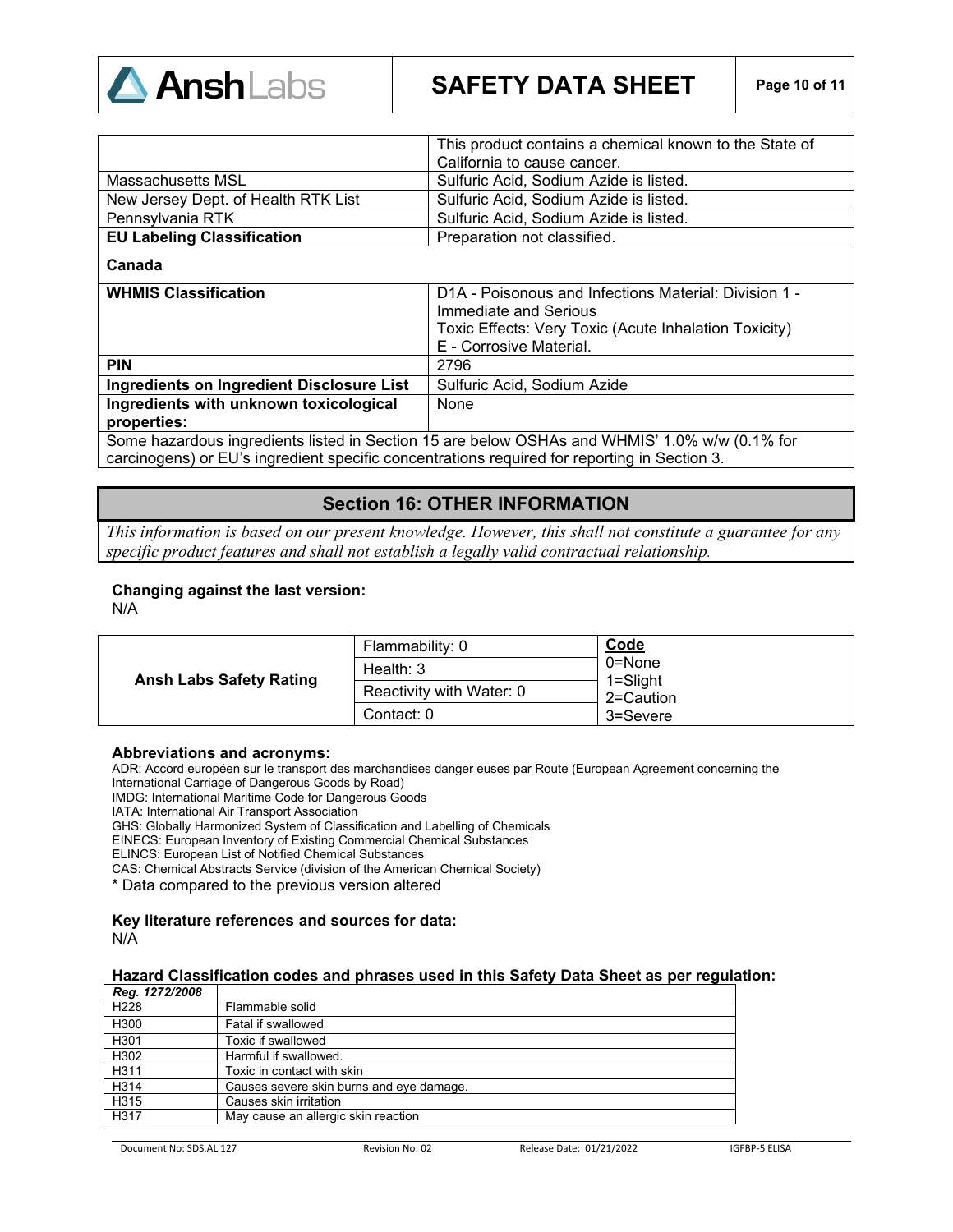| | |
|---|---|
| | This product contains a chemical known to the State of California to cause cancer. |
| Massachusetts MSL | Sulfuric Acid, Sodium Azide is listed. |
| New Jersey Dept. of Health RTK List | Sulfuric Acid, Sodium Azide is listed. |
| Pennsylvania RTK | Sulfuric Acid, Sodium Azide is listed. |
| **EU Labeling Classification** | Preparation not classified. |
| **Canada** | |
| **WHMIS Classification** | D1A - Poisonous and Infections Material: Division 1 - Immediate and Serious<br>Toxic Effects: Very Toxic (Acute Inhalation Toxicity)<br>E - Corrosive Material. |
| **PIN** | 2796 |
| **Ingredients on Ingredient Disclosure List** | Sulfuric Acid, Sodium Azide |
| **Ingredients with unknown toxicological properties:** | None |
| Some hazardous ingredients listed in Section 15 are below OSHAs and WHMIS' 1.0% w/w (0.1% for carcinogens) or EU's ingredient specific concentrations required for reporting in Section 3. | |

## Section 16: OTHER INFORMATION

*This information is based on our present knowledge. However, this shall not constitute a guarantee for any specific product features and shall not establish a legally valid contractual relationship.*

**Changing against the last version:**
N/A

| | | |
|---|---|---|
| **Ansh Labs Safety Rating** | Flammability: 0 | **Code**<br>0=None<br>1=Slight<br>2=Caution<br>3=Severe |
| | Health: 3 | |
| | Reactivity with Water: 0 | |
| | Contact: 0 | |

**Abbreviations and acronyms:**

ADR: Accord européen sur le transport des marchandises danger euses par Route (European Agreement concerning the International Carriage of Dangerous Goods by Road)
IMDG: International Maritime Code for Dangerous Goods
IATA: International Air Transport Association
GHS: Globally Harmonized System of Classification and Labelling of Chemicals
EINECS: European Inventory of Existing Commercial Chemical Substances
ELINCS: European List of Notified Chemical Substances
CAS: Chemical Abstracts Service (division of the American Chemical Society)
* Data compared to the previous version altered

**Key literature references and sources for data:**
N/A

**Hazard Classification codes and phrases used in this Safety Data Sheet as per regulation:**

| *Reg. 1272/2008* | |
|---|---|
| H228 | Flammable solid |
| H300 | Fatal if swallowed |
| H301 | Toxic if swallowed |
| H302 | Harmful if swallowed. |
| H311 | Toxic in contact with skin |
| H314 | Causes severe skin burns and eye damage. |
| H315 | Causes skin irritation |
| H317 | May cause an allergic skin reaction |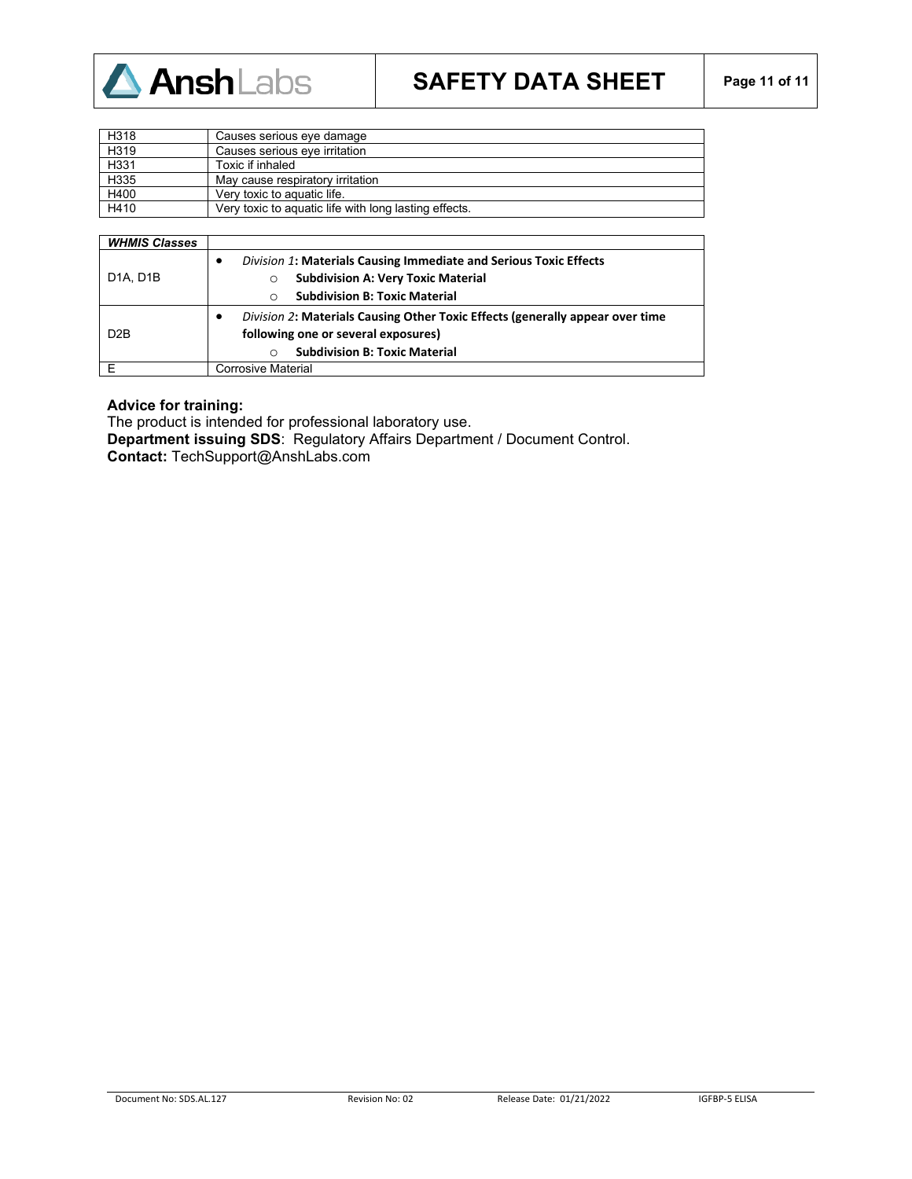| | |
|---|---|
| H318 | Causes serious eye damage |
| H319 | Causes serious eye irritation |
| H331 | Toxic if inhaled |
| H335 | May cause respiratory irritation |
| H400 | Very toxic to aquatic life. |
| H410 | Very toxic to aquatic life with long lasting effects. |

| ***WHMIS Classes*** | |
|---|---|
| D1A, D1B | • *Division 1*: **Materials Causing Immediate and Serious Toxic Effects**<br>○ **Subdivision A: Very Toxic Material**<br>○ **Subdivision B: Toxic Material** |
| D2B | • *Division 2*: **Materials Causing Other Toxic Effects (generally appear over time following one or several exposures)**<br>○ **Subdivision B: Toxic Material** |
| E | Corrosive Material |

**Advice for training:**

The product is intended for professional laboratory use.

**Department issuing SDS**: Regulatory Affairs Department / Document Control.

**Contact:** TechSupport@AnshLabs.com